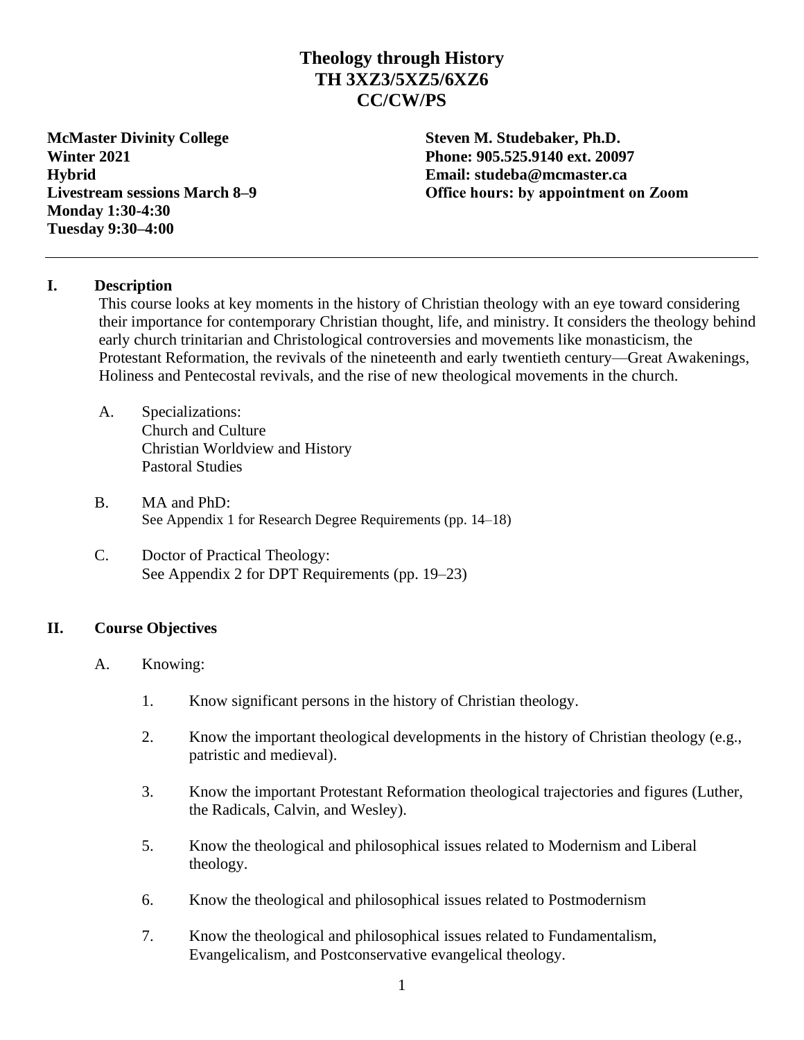# Theology through History
## TH 3XZ3/5XZ5/6XZ6
## CC/CW/PS

**McMaster Divinity College**
**Winter 2021**
**Hybrid**
**Livestream sessions March 8–9**
**Monday 1:30-4:30**
**Tuesday 9:30–4:00**

**Steven M. Studebaker, Ph.D.**
**Phone: 905.525.9140 ext. 20097**
**Email: studeba@mcmaster.ca**
**Office hours: by appointment on Zoom**

---

## I. Description

This course looks at key moments in the history of Christian theology with an eye toward considering their importance for contemporary Christian thought, life, and ministry. It considers the theology behind early church trinitarian and Christological controversies and movements like monasticism, the Protestant Reformation, the revivals of the nineteenth and early twentieth century—Great Awakenings, Holiness and Pentecostal revivals, and the rise of new theological movements in the church.

A. Specializations:
   Church and Culture
   Christian Worldview and History
   Pastoral Studies

B. MA and PhD:
   See Appendix 1 for Research Degree Requirements (pp. 14–18)

C. Doctor of Practical Theology:
   See Appendix 2 for DPT Requirements (pp. 19–23)

## II. Course Objectives

A. Knowing:

1. Know significant persons in the history of Christian theology.

2. Know the important theological developments in the history of Christian theology (e.g., patristic and medieval).

3. Know the important Protestant Reformation theological trajectories and figures (Luther, the Radicals, Calvin, and Wesley).

5. Know the theological and philosophical issues related to Modernism and Liberal theology.

6. Know the theological and philosophical issues related to Postmodernism

7. Know the theological and philosophical issues related to Fundamentalism, Evangelicalism, and Postconservative evangelical theology.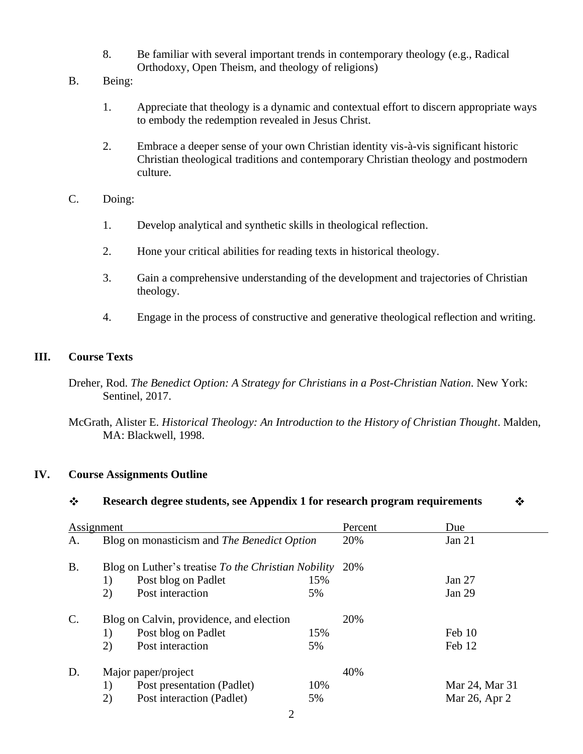8. Be familiar with several important trends in contemporary theology (e.g., Radical Orthodoxy, Open Theism, and theology of religions)

B. Being:

1. Appreciate that theology is a dynamic and contextual effort to discern appropriate ways to embody the redemption revealed in Jesus Christ.

2. Embrace a deeper sense of your own Christian identity vis-à-vis significant historic Christian theological traditions and contemporary Christian theology and postmodern culture.

C. Doing:

1. Develop analytical and synthetic skills in theological reflection.

2. Hone your critical abilities for reading texts in historical theology.

3. Gain a comprehensive understanding of the development and trajectories of Christian theology.

4. Engage in the process of constructive and generative theological reflection and writing.

## III. Course Texts

Dreher, Rod. *The Benedict Option: A Strategy for Christians in a Post-Christian Nation*. New York: Sentinel, 2017.

McGrath, Alister E. *Historical Theology: An Introduction to the History of Christian Thought*. Malden, MA: Blackwell, 1998.

## IV. Course Assignments Outline

❖ **Research degree students, see Appendix 1 for research program requirements** ❖

| Assignment | | | Percent | Due |
|---|---|---|---|---|
| A. | Blog on monasticism and *The Benedict Option* | | 20% | Jan 21 |
| B. | Blog on Luther's treatise *To the Christian Nobility* | | 20% | |
| | 1) Post blog on Padlet | 15% | | Jan 27 |
| | 2) Post interaction | 5% | | Jan 29 |
| C. | Blog on Calvin, providence, and election | | 20% | |
| | 1) Post blog on Padlet | 15% | | Feb 10 |
| | 2) Post interaction | 5% | | Feb 12 |
| D. | Major paper/project | | 40% | |
| | 1) Post presentation (Padlet) | 10% | | Mar 24, Mar 31 |
| | 2) Post interaction (Padlet) | 5% | | Mar 26, Apr 2 |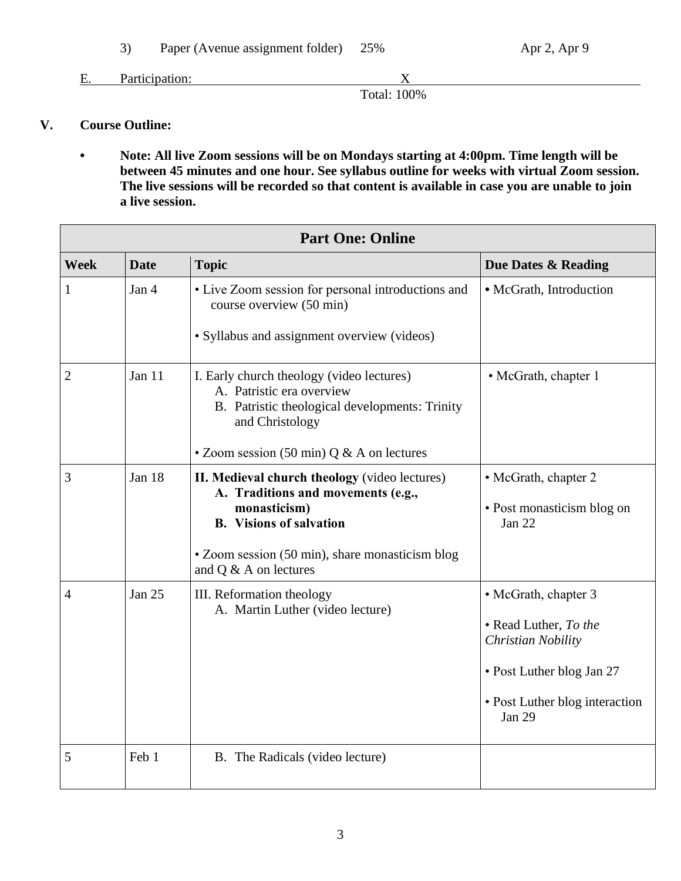3) Paper (Avenue assignment folder) 25% Apr 2, Apr 9

E. Participation: X

Total: 100%

## V. Course Outline:

- **Note: All live Zoom sessions will be on Mondays starting at 4:00pm. Time length will be between 45 minutes and one hour. See syllabus outline for weeks with virtual Zoom session. The live sessions will be recorded so that content is available in case you are unable to join a live session.**

| **Part One: Online** | | | |
|---|---|---|---|
| **Week** | **Date** | **Topic** | **Due Dates & Reading** |
| 1 | Jan 4 | • Live Zoom session for personal introductions and course overview (50 min)<br><br>• Syllabus and assignment overview (videos) | • McGrath, Introduction |
| 2 | Jan 11 | I. Early church theology (video lectures)<br>A. Patristic era overview<br>B. Patristic theological developments: Trinity and Christology<br><br>• Zoom session (50 min) Q & A on lectures | • McGrath, chapter 1 |
| 3 | Jan 18 | **II. Medieval church theology** (video lectures)<br>**A. Traditions and movements (e.g., monasticism)**<br>**B. Visions of salvation**<br><br>• Zoom session (50 min), share monasticism blog and Q & A on lectures | • McGrath, chapter 2<br><br>• Post monasticism blog on Jan 22 |
| 4 | Jan 25 | III. Reformation theology<br>A. Martin Luther (video lecture) | • McGrath, chapter 3<br><br>• Read Luther, *To the Christian Nobility*<br><br>• Post Luther blog Jan 27<br><br>• Post Luther blog interaction Jan 29 |
| 5 | Feb 1 | B. The Radicals (video lecture) | |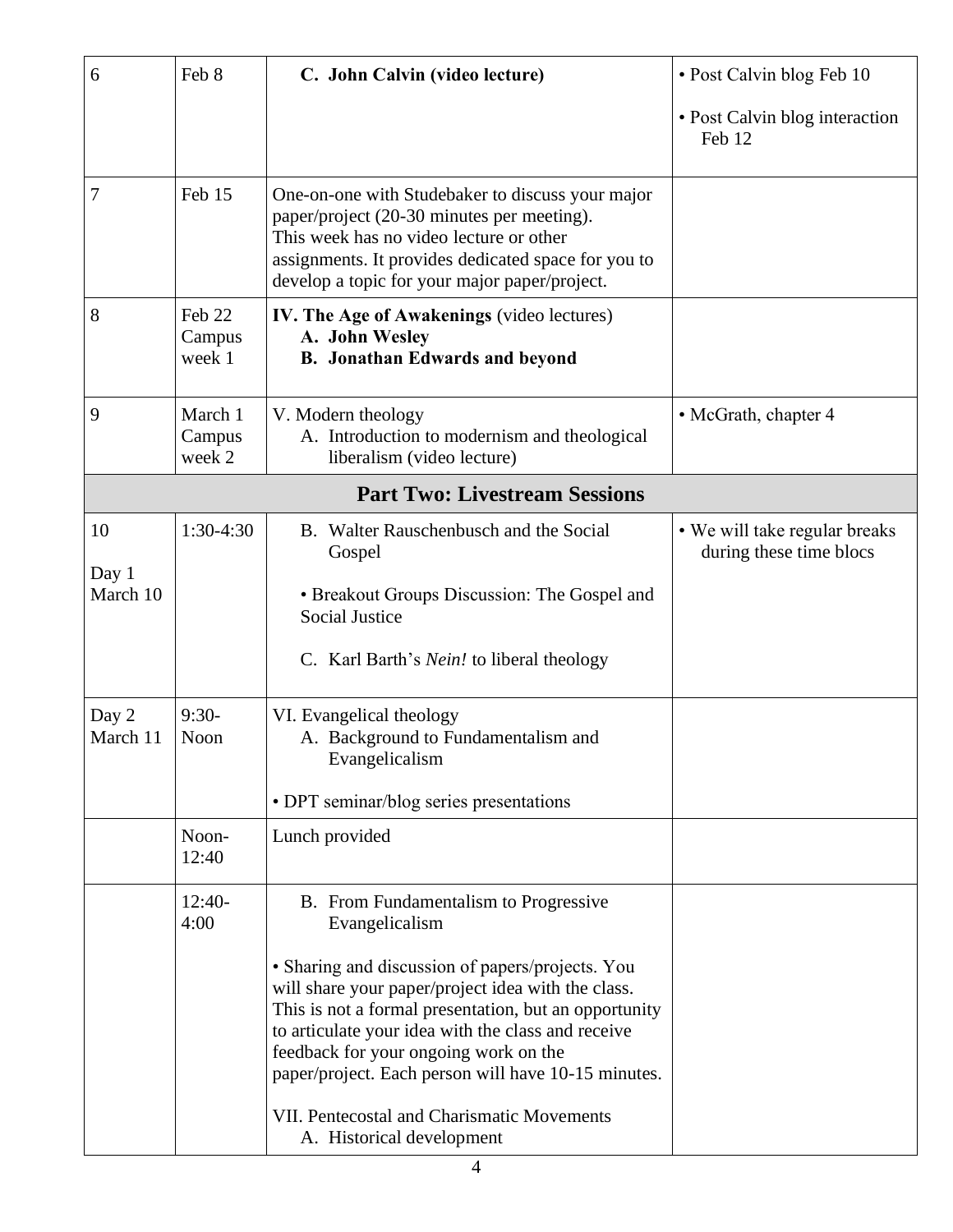| 6 | Feb 8 | **C. John Calvin (video lecture)** | • Post Calvin blog Feb 10<br><br>• Post Calvin blog interaction Feb 12 |
|---|---|---|---|
| 7 | Feb 15 | One-on-one with Studebaker to discuss your major paper/project (20-30 minutes per meeting). This week has no video lecture or other assignments. It provides dedicated space for you to develop a topic for your major paper/project. | |
| 8 | Feb 22 Campus week 1 | **IV. The Age of Awakenings** (video lectures)<br>**A. John Wesley**<br>**B. Jonathan Edwards and beyond** | |
| 9 | March 1 Campus week 2 | V. Modern theology<br>A. Introduction to modernism and theological liberalism (video lecture) | • McGrath, chapter 4 |
| **Part Two: Livestream Sessions** | | | |
| 10<br><br>Day 1 March 10 | 1:30-4:30 | B. Walter Rauschenbusch and the Social Gospel<br><br>• Breakout Groups Discussion: The Gospel and Social Justice<br><br>C. Karl Barth's *Nein!* to liberal theology | • We will take regular breaks during these time blocs |
| Day 2 March 11 | 9:30-Noon | VI. Evangelical theology<br>A. Background to Fundamentalism and Evangelicalism<br><br>• DPT seminar/blog series presentations | |
| | Noon-12:40 | Lunch provided | |
| | 12:40-4:00 | B. From Fundamentalism to Progressive Evangelicalism<br><br>• Sharing and discussion of papers/projects. You will share your paper/project idea with the class. This is not a formal presentation, but an opportunity to articulate your idea with the class and receive feedback for your ongoing work on the paper/project. Each person will have 10-15 minutes.<br><br>VII. Pentecostal and Charismatic Movements<br>A. Historical development | |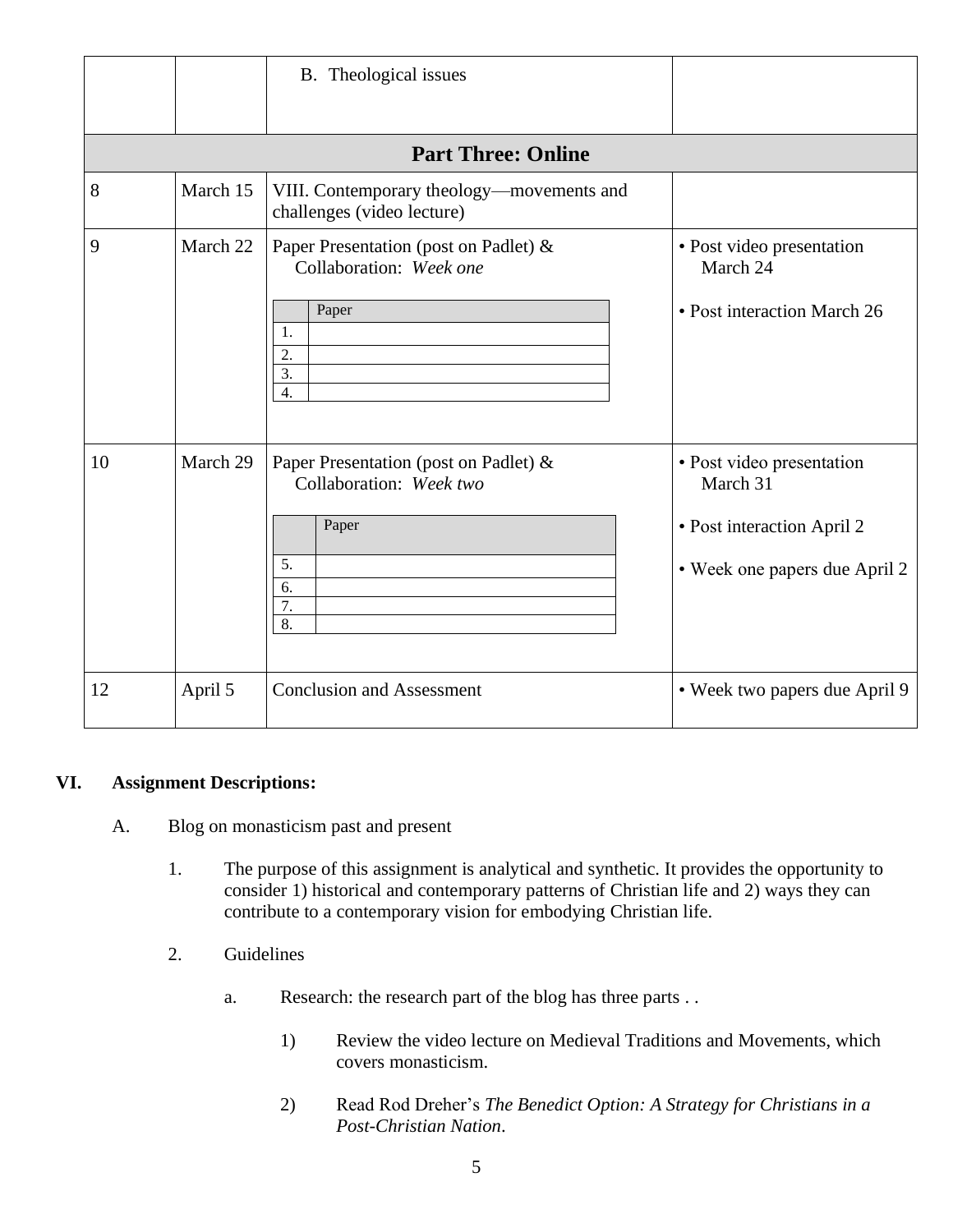| | | | |
|---|---|---|---|
| | | B. Theological issues | |
| **Part Three: Online** | | | |
| 8 | March 15 | VIII. Contemporary theology—movements and challenges (video lecture) | |
| 9 | March 22 | Paper Presentation (post on Padlet) & Collaboration: *Week one*<br><br>Paper<br>1.<br>2.<br>3.<br>4. | • Post video presentation March 24<br><br>• Post interaction March 26 |
| 10 | March 29 | Paper Presentation (post on Padlet) & Collaboration: *Week two*<br><br>Paper<br>5.<br>6.<br>7.<br>8. | • Post video presentation March 31<br><br>• Post interaction April 2<br><br>• Week one papers due April 2 |
| 12 | April 5 | Conclusion and Assessment | • Week two papers due April 9 |

## VI. Assignment Descriptions:

A. Blog on monasticism past and present

1. The purpose of this assignment is analytical and synthetic. It provides the opportunity to consider 1) historical and contemporary patterns of Christian life and 2) ways they can contribute to a contemporary vision for embodying Christian life.

2. Guidelines

   a. Research: the research part of the blog has three parts . .

      1) Review the video lecture on Medieval Traditions and Movements, which covers monasticism.

      2) Read Rod Dreher's *The Benedict Option: A Strategy for Christians in a Post-Christian Nation*.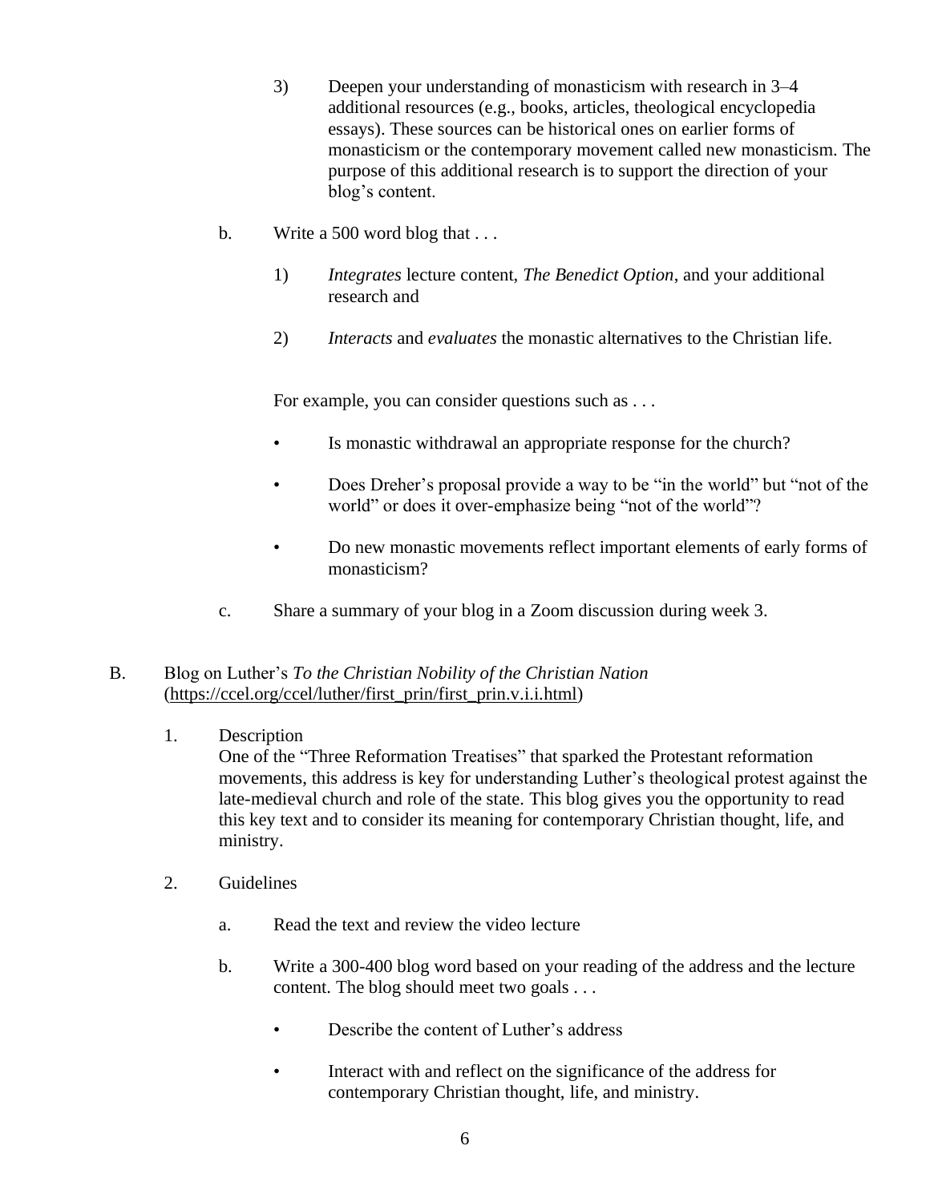3) Deepen your understanding of monasticism with research in 3–4 additional resources (e.g., books, articles, theological encyclopedia essays). These sources can be historical ones on earlier forms of monasticism or the contemporary movement called new monasticism. The purpose of this additional research is to support the direction of your blog's content.

b. Write a 500 word blog that . . .

1) *Integrates* lecture content, *The Benedict Option*, and your additional research and

2) *Interacts* and *evaluates* the monastic alternatives to the Christian life.

For example, you can consider questions such as . . .

- Is monastic withdrawal an appropriate response for the church?
- Does Dreher's proposal provide a way to be "in the world" but "not of the world" or does it over-emphasize being "not of the world"?
- Do new monastic movements reflect important elements of early forms of monasticism?

c. Share a summary of your blog in a Zoom discussion during week 3.

B. Blog on Luther's *To the Christian Nobility of the Christian Nation* (https://ccel.org/ccel/luther/first_prin/first_prin.v.i.i.html)

1. Description
One of the "Three Reformation Treatises" that sparked the Protestant reformation movements, this address is key for understanding Luther's theological protest against the late-medieval church and role of the state. This blog gives you the opportunity to read this key text and to consider its meaning for contemporary Christian thought, life, and ministry.

2. Guidelines

a. Read the text and review the video lecture

b. Write a 300-400 blog word based on your reading of the address and the lecture content. The blog should meet two goals . . .

- Describe the content of Luther's address
- Interact with and reflect on the significance of the address for contemporary Christian thought, life, and ministry.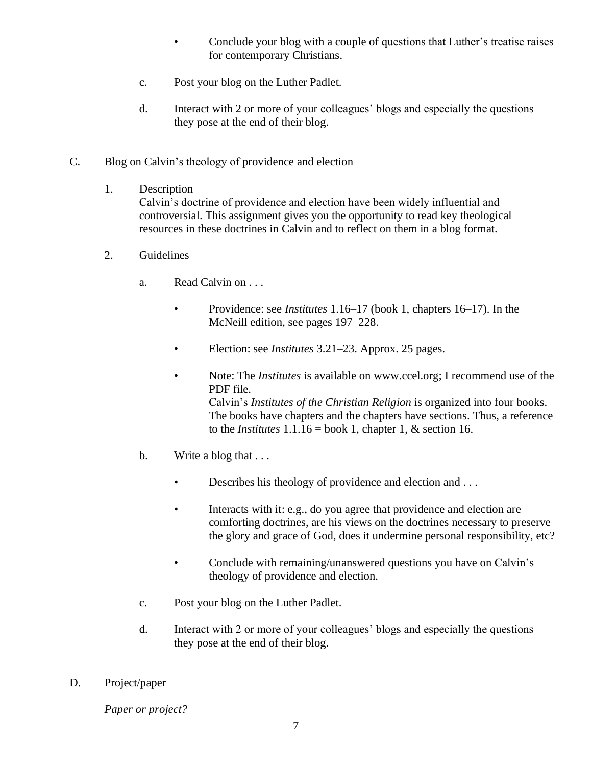- Conclude your blog with a couple of questions that Luther's treatise raises for contemporary Christians.

c. Post your blog on the Luther Padlet.

d. Interact with 2 or more of your colleagues' blogs and especially the questions they pose at the end of their blog.

C. Blog on Calvin's theology of providence and election

1. Description
   Calvin's doctrine of providence and election have been widely influential and controversial. This assignment gives you the opportunity to read key theological resources in these doctrines in Calvin and to reflect on them in a blog format.

2. Guidelines

   a. Read Calvin on . . .

      - Providence: see *Institutes* 1.16–17 (book 1, chapters 16–17). In the McNeill edition, see pages 197–228.

      - Election: see *Institutes* 3.21–23. Approx. 25 pages.

      - Note: The *Institutes* is available on www.ccel.org; I recommend use of the PDF file.
        Calvin's *Institutes of the Christian Religion* is organized into four books. The books have chapters and the chapters have sections. Thus, a reference to the *Institutes* 1.1.16 = book 1, chapter 1, & section 16.

   b. Write a blog that . . .

      - Describes his theology of providence and election and . . .

      - Interacts with it: e.g., do you agree that providence and election are comforting doctrines, are his views on the doctrines necessary to preserve the glory and grace of God, does it undermine personal responsibility, etc?

      - Conclude with remaining/unanswered questions you have on Calvin's theology of providence and election.

   c. Post your blog on the Luther Padlet.

   d. Interact with 2 or more of your colleagues' blogs and especially the questions they pose at the end of their blog.

D. Project/paper

*Paper or project?*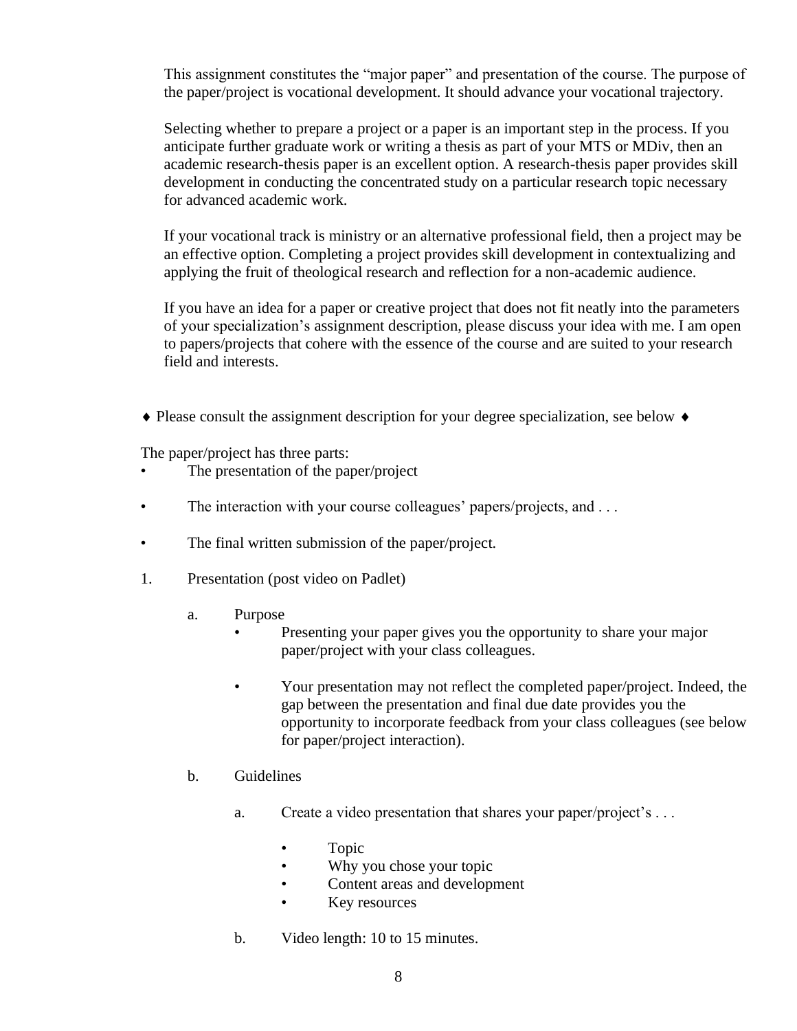This assignment constitutes the "major paper" and presentation of the course. The purpose of the paper/project is vocational development. It should advance your vocational trajectory.

Selecting whether to prepare a project or a paper is an important step in the process. If you anticipate further graduate work or writing a thesis as part of your MTS or MDiv, then an academic research-thesis paper is an excellent option. A research-thesis paper provides skill development in conducting the concentrated study on a particular research topic necessary for advanced academic work.

If your vocational track is ministry or an alternative professional field, then a project may be an effective option. Completing a project provides skill development in contextualizing and applying the fruit of theological research and reflection for a non-academic audience.

If you have an idea for a paper or creative project that does not fit neatly into the parameters of your specialization's assignment description, please discuss your idea with me. I am open to papers/projects that cohere with the essence of the course and are suited to your research field and interests.

♦ Please consult the assignment description for your degree specialization, see below ♦

The paper/project has three parts:

- The presentation of the paper/project
- The interaction with your course colleagues' papers/projects, and . . .
- The final written submission of the paper/project.

1. Presentation (post video on Padlet)

   a. Purpose

      - Presenting your paper gives you the opportunity to share your major paper/project with your class colleagues.
      - Your presentation may not reflect the completed paper/project. Indeed, the gap between the presentation and final due date provides you the opportunity to incorporate feedback from your class colleagues (see below for paper/project interaction).

   b. Guidelines

      a. Create a video presentation that shares your paper/project's . . .

         - Topic
         - Why you chose your topic
         - Content areas and development
         - Key resources

      b. Video length: 10 to 15 minutes.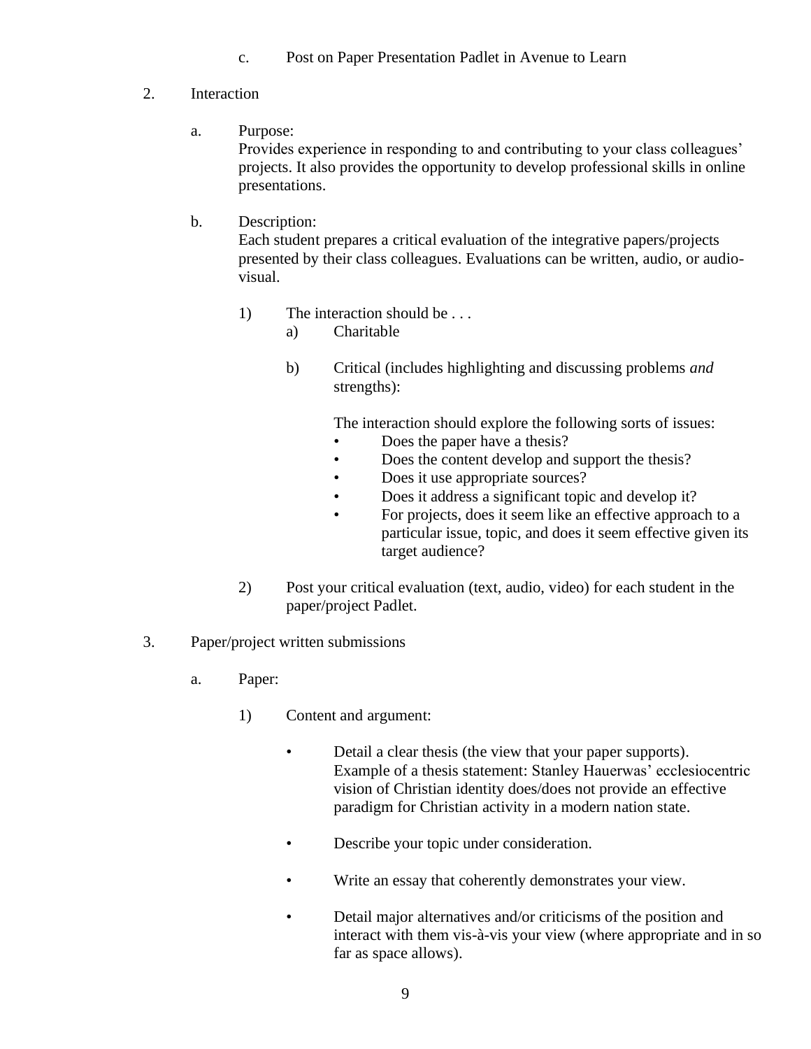c. Post on Paper Presentation Padlet in Avenue to Learn

2. Interaction

   a. Purpose:
      Provides experience in responding to and contributing to your class colleagues' projects. It also provides the opportunity to develop professional skills in online presentations.

   b. Description:
      Each student prepares a critical evaluation of the integrative papers/projects presented by their class colleagues. Evaluations can be written, audio, or audio-visual.

      1) The interaction should be . . .
         a) Charitable

         b) Critical (includes highlighting and discussing problems *and* strengths):

            The interaction should explore the following sorts of issues:
            - Does the paper have a thesis?
            - Does the content develop and support the thesis?
            - Does it use appropriate sources?
            - Does it address a significant topic and develop it?
            - For projects, does it seem like an effective approach to a particular issue, topic, and does it seem effective given its target audience?

      2) Post your critical evaluation (text, audio, video) for each student in the paper/project Padlet.

3. Paper/project written submissions

   a. Paper:

      1) Content and argument:

         - Detail a clear thesis (the view that your paper supports). Example of a thesis statement: Stanley Hauerwas' ecclesiocentric vision of Christian identity does/does not provide an effective paradigm for Christian activity in a modern nation state.

         - Describe your topic under consideration.

         - Write an essay that coherently demonstrates your view.

         - Detail major alternatives and/or criticisms of the position and interact with them vis-à-vis your view (where appropriate and in so far as space allows).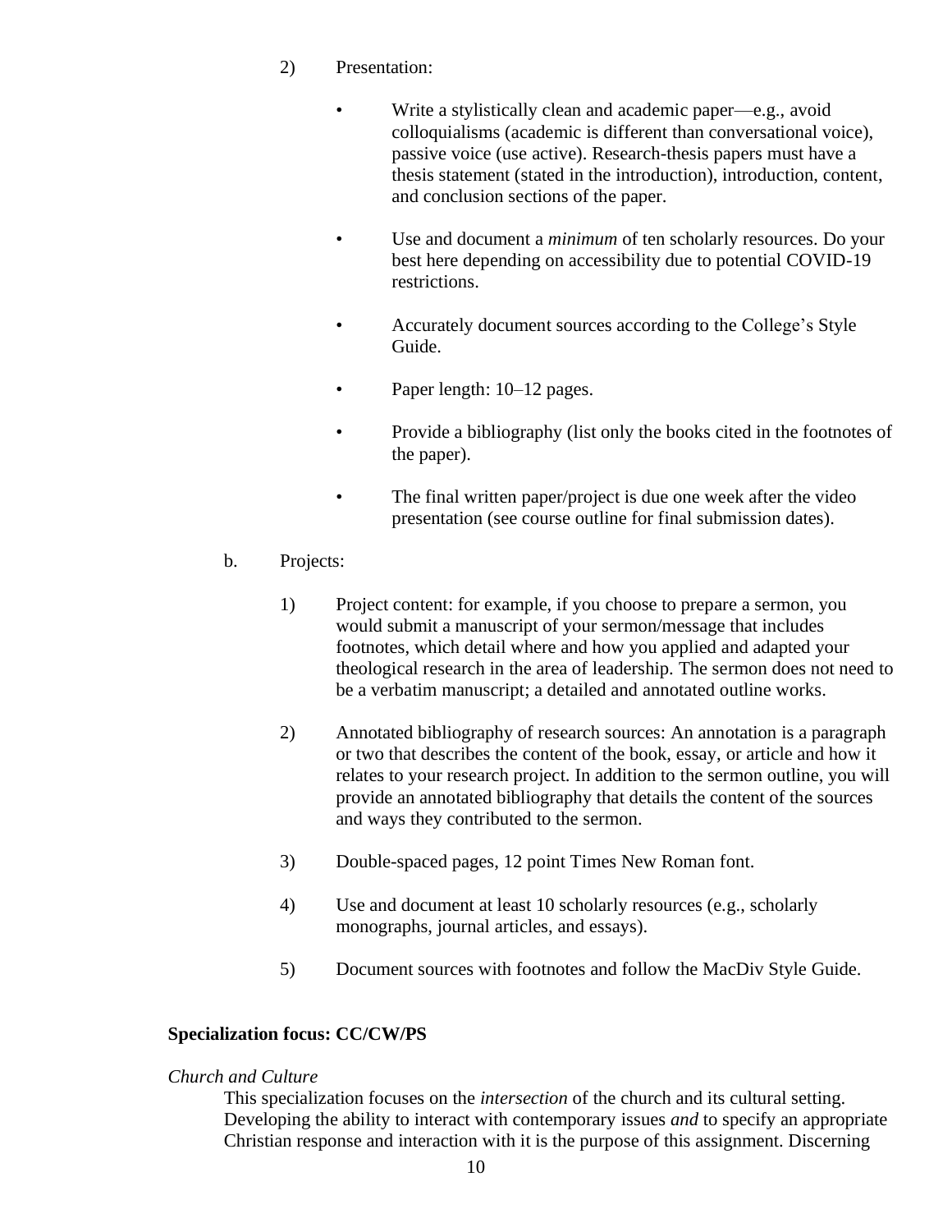2) Presentation:

- Write a stylistically clean and academic paper—e.g., avoid colloquialisms (academic is different than conversational voice), passive voice (use active). Research-thesis papers must have a thesis statement (stated in the introduction), introduction, content, and conclusion sections of the paper.

- Use and document a *minimum* of ten scholarly resources. Do your best here depending on accessibility due to potential COVID-19 restrictions.

- Accurately document sources according to the College's Style Guide.

- Paper length: 10–12 pages.

- Provide a bibliography (list only the books cited in the footnotes of the paper).

- The final written paper/project is due one week after the video presentation (see course outline for final submission dates).

b. Projects:

1) Project content: for example, if you choose to prepare a sermon, you would submit a manuscript of your sermon/message that includes footnotes, which detail where and how you applied and adapted your theological research in the area of leadership. The sermon does not need to be a verbatim manuscript; a detailed and annotated outline works.

2) Annotated bibliography of research sources: An annotation is a paragraph or two that describes the content of the book, essay, or article and how it relates to your research project. In addition to the sermon outline, you will provide an annotated bibliography that details the content of the sources and ways they contributed to the sermon.

3) Double-spaced pages, 12 point Times New Roman font.

4) Use and document at least 10 scholarly resources (e.g., scholarly monographs, journal articles, and essays).

5) Document sources with footnotes and follow the MacDiv Style Guide.

**Specialization focus: CC/CW/PS**

*Church and Culture*

This specialization focuses on the *intersection* of the church and its cultural setting. Developing the ability to interact with contemporary issues *and* to specify an appropriate Christian response and interaction with it is the purpose of this assignment. Discerning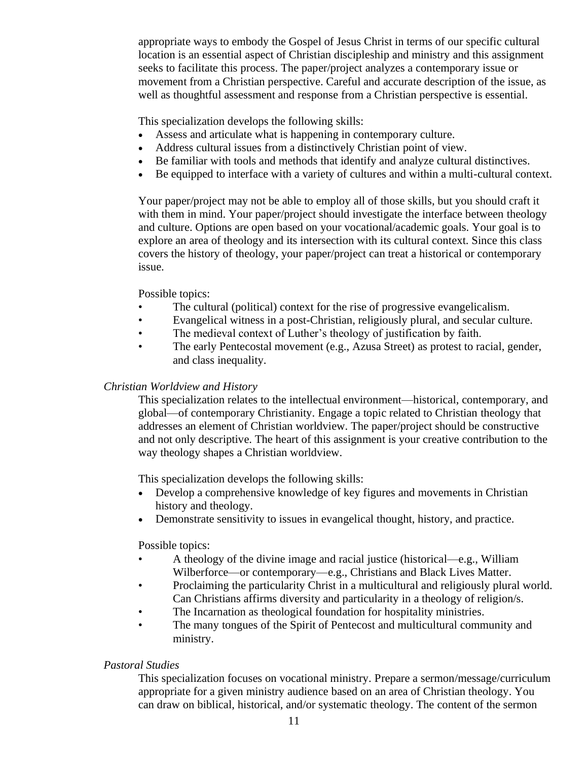appropriate ways to embody the Gospel of Jesus Christ in terms of our specific cultural location is an essential aspect of Christian discipleship and ministry and this assignment seeks to facilitate this process. The paper/project analyzes a contemporary issue or movement from a Christian perspective. Careful and accurate description of the issue, as well as thoughtful assessment and response from a Christian perspective is essential.

This specialization develops the following skills:

- Assess and articulate what is happening in contemporary culture.
- Address cultural issues from a distinctively Christian point of view.
- Be familiar with tools and methods that identify and analyze cultural distinctives.
- Be equipped to interface with a variety of cultures and within a multi-cultural context.

Your paper/project may not be able to employ all of those skills, but you should craft it with them in mind. Your paper/project should investigate the interface between theology and culture. Options are open based on your vocational/academic goals. Your goal is to explore an area of theology and its intersection with its cultural context. Since this class covers the history of theology, your paper/project can treat a historical or contemporary issue.

Possible topics:

- The cultural (political) context for the rise of progressive evangelicalism.
- Evangelical witness in a post-Christian, religiously plural, and secular culture.
- The medieval context of Luther's theology of justification by faith.
- The early Pentecostal movement (e.g., Azusa Street) as protest to racial, gender, and class inequality.

*Christian Worldview and History*

This specialization relates to the intellectual environment—historical, contemporary, and global—of contemporary Christianity. Engage a topic related to Christian theology that addresses an element of Christian worldview. The paper/project should be constructive and not only descriptive. The heart of this assignment is your creative contribution to the way theology shapes a Christian worldview.

This specialization develops the following skills:

- Develop a comprehensive knowledge of key figures and movements in Christian history and theology.
- Demonstrate sensitivity to issues in evangelical thought, history, and practice.

Possible topics:

- A theology of the divine image and racial justice (historical—e.g., William Wilberforce—or contemporary—e.g., Christians and Black Lives Matter.
- Proclaiming the particularity Christ in a multicultural and religiously plural world. Can Christians affirms diversity and particularity in a theology of religion/s.
- The Incarnation as theological foundation for hospitality ministries.
- The many tongues of the Spirit of Pentecost and multicultural community and ministry.

*Pastoral Studies*

This specialization focuses on vocational ministry. Prepare a sermon/message/curriculum appropriate for a given ministry audience based on an area of Christian theology. You can draw on biblical, historical, and/or systematic theology. The content of the sermon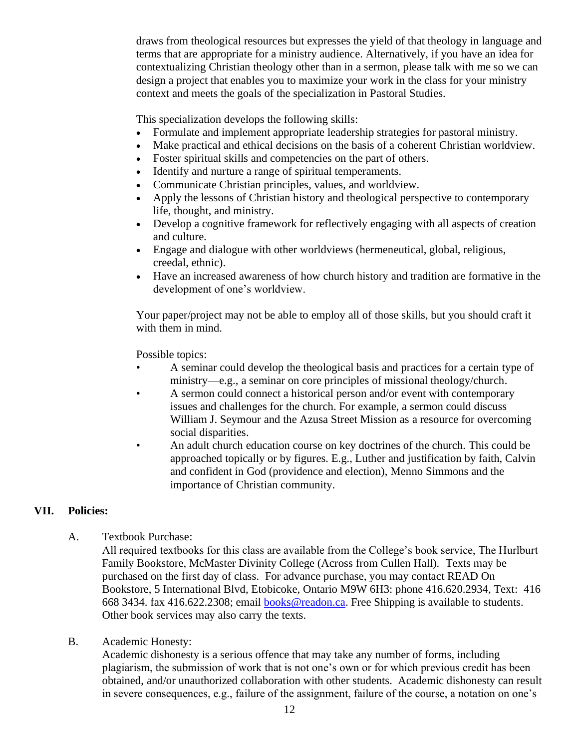draws from theological resources but expresses the yield of that theology in language and terms that are appropriate for a ministry audience. Alternatively, if you have an idea for contextualizing Christian theology other than in a sermon, please talk with me so we can design a project that enables you to maximize your work in the class for your ministry context and meets the goals of the specialization in Pastoral Studies.

This specialization develops the following skills:

- Formulate and implement appropriate leadership strategies for pastoral ministry.
- Make practical and ethical decisions on the basis of a coherent Christian worldview.
- Foster spiritual skills and competencies on the part of others.
- Identify and nurture a range of spiritual temperaments.
- Communicate Christian principles, values, and worldview.
- Apply the lessons of Christian history and theological perspective to contemporary life, thought, and ministry.
- Develop a cognitive framework for reflectively engaging with all aspects of creation and culture.
- Engage and dialogue with other worldviews (hermeneutical, global, religious, creedal, ethnic).
- Have an increased awareness of how church history and tradition are formative in the development of one's worldview.

Your paper/project may not be able to employ all of those skills, but you should craft it with them in mind.

Possible topics:

- A seminar could develop the theological basis and practices for a certain type of ministry—e.g., a seminar on core principles of missional theology/church.
- A sermon could connect a historical person and/or event with contemporary issues and challenges for the church. For example, a sermon could discuss William J. Seymour and the Azusa Street Mission as a resource for overcoming social disparities.
- An adult church education course on key doctrines of the church. This could be approached topically or by figures. E.g., Luther and justification by faith, Calvin and confident in God (providence and election), Menno Simmons and the importance of Christian community.

## VII. Policies:

A. Textbook Purchase:
All required textbooks for this class are available from the College's book service, The Hurlburt Family Bookstore, McMaster Divinity College (Across from Cullen Hall). Texts may be purchased on the first day of class. For advance purchase, you may contact READ On Bookstore, 5 International Blvd, Etobicoke, Ontario M9W 6H3: phone 416.620.2934, Text: 416 668 3434. fax 416.622.2308; email books@readon.ca. Free Shipping is available to students. Other book services may also carry the texts.

B. Academic Honesty:
Academic dishonesty is a serious offence that may take any number of forms, including plagiarism, the submission of work that is not one's own or for which previous credit has been obtained, and/or unauthorized collaboration with other students. Academic dishonesty can result in severe consequences, e.g., failure of the assignment, failure of the course, a notation on one's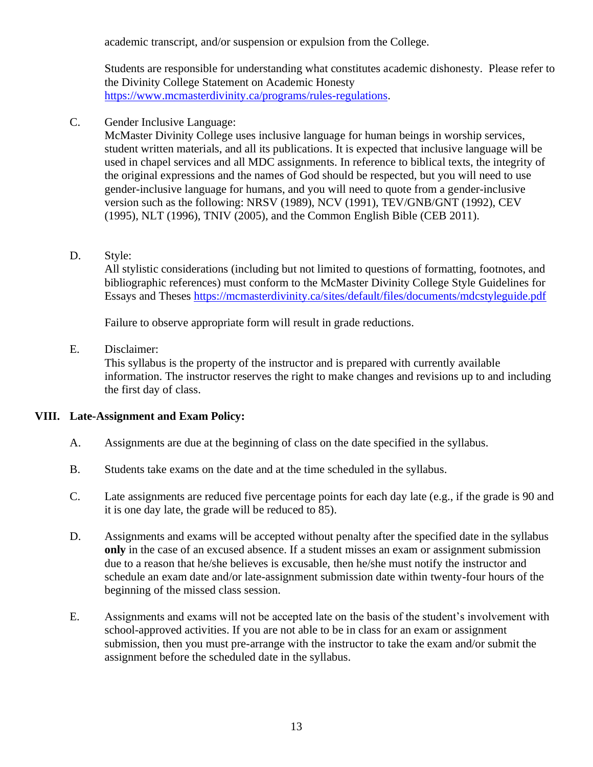academic transcript, and/or suspension or expulsion from the College.

Students are responsible for understanding what constitutes academic dishonesty. Please refer to the Divinity College Statement on Academic Honesty https://www.mcmasterdivinity.ca/programs/rules-regulations.

C. Gender Inclusive Language:
McMaster Divinity College uses inclusive language for human beings in worship services, student written materials, and all its publications. It is expected that inclusive language will be used in chapel services and all MDC assignments. In reference to biblical texts, the integrity of the original expressions and the names of God should be respected, but you will need to use gender-inclusive language for humans, and you will need to quote from a gender-inclusive version such as the following: NRSV (1989), NCV (1991), TEV/GNB/GNT (1992), CEV (1995), NLT (1996), TNIV (2005), and the Common English Bible (CEB 2011).

D. Style:
All stylistic considerations (including but not limited to questions of formatting, footnotes, and bibliographic references) must conform to the McMaster Divinity College Style Guidelines for Essays and Theses https://mcmasterdivinity.ca/sites/default/files/documents/mdcstyleguide.pdf

Failure to observe appropriate form will result in grade reductions.

E. Disclaimer:
This syllabus is the property of the instructor and is prepared with currently available information. The instructor reserves the right to make changes and revisions up to and including the first day of class.

## VIII. Late-Assignment and Exam Policy:

A. Assignments are due at the beginning of class on the date specified in the syllabus.

B. Students take exams on the date and at the time scheduled in the syllabus.

C. Late assignments are reduced five percentage points for each day late (e.g., if the grade is 90 and it is one day late, the grade will be reduced to 85).

D. Assignments and exams will be accepted without penalty after the specified date in the syllabus **only** in the case of an excused absence. If a student misses an exam or assignment submission due to a reason that he/she believes is excusable, then he/she must notify the instructor and schedule an exam date and/or late-assignment submission date within twenty-four hours of the beginning of the missed class session.

E. Assignments and exams will not be accepted late on the basis of the student's involvement with school-approved activities. If you are not able to be in class for an exam or assignment submission, then you must pre-arrange with the instructor to take the exam and/or submit the assignment before the scheduled date in the syllabus.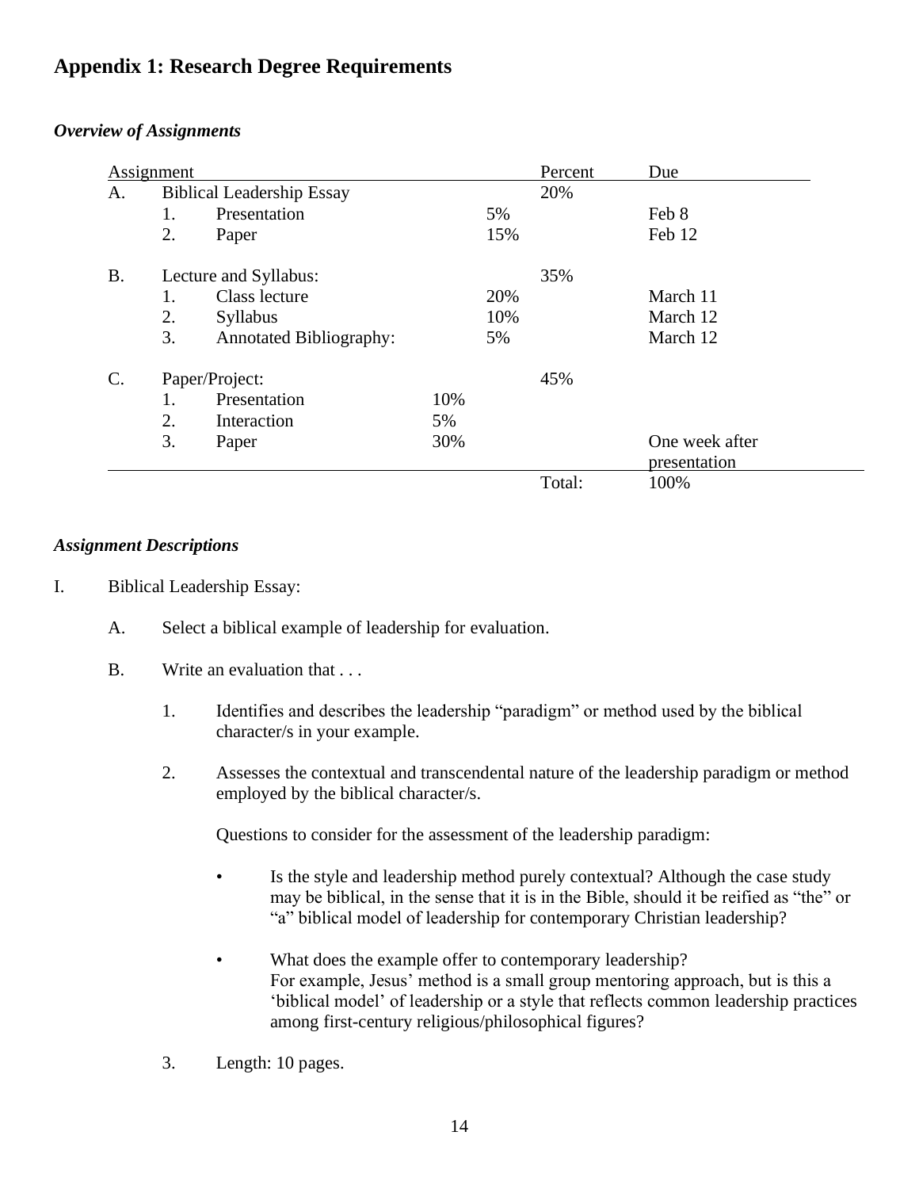## Appendix 1: Research Degree Requirements

### *Overview of Assignments*

| Assignment | | | | | Percent | Due |
|---|---|---|---|---|---|---|
| A. | Biblical Leadership Essay | | | | 20% | |
| | 1. | Presentation | | 5% | | Feb 8 |
| | 2. | Paper | | 15% | | Feb 12 |
| B. | Lecture and Syllabus: | | | | 35% | |
| | 1. | Class lecture | | 20% | | March 11 |
| | 2. | Syllabus | | 10% | | March 12 |
| | 3. | Annotated Bibliography: | | 5% | | March 12 |
| C. | Paper/Project: | | | | 45% | |
| | 1. | Presentation | 10% | | | |
| | 2. | Interaction | 5% | | | |
| | 3. | Paper | 30% | | | One week after presentation |
| | | | | | Total: | 100% |

### *Assignment Descriptions*

I. Biblical Leadership Essay:

A. Select a biblical example of leadership for evaluation.

B. Write an evaluation that . . .

1. Identifies and describes the leadership "paradigm" or method used by the biblical character/s in your example.

2. Assesses the contextual and transcendental nature of the leadership paradigm or method employed by the biblical character/s.

   Questions to consider for the assessment of the leadership paradigm:

   - Is the style and leadership method purely contextual? Although the case study may be biblical, in the sense that it is in the Bible, should it be reified as "the" or "a" biblical model of leadership for contemporary Christian leadership?

   - What does the example offer to contemporary leadership?
     For example, Jesus' method is a small group mentoring approach, but is this a 'biblical model' of leadership or a style that reflects common leadership practices among first-century religious/philosophical figures?

3. Length: 10 pages.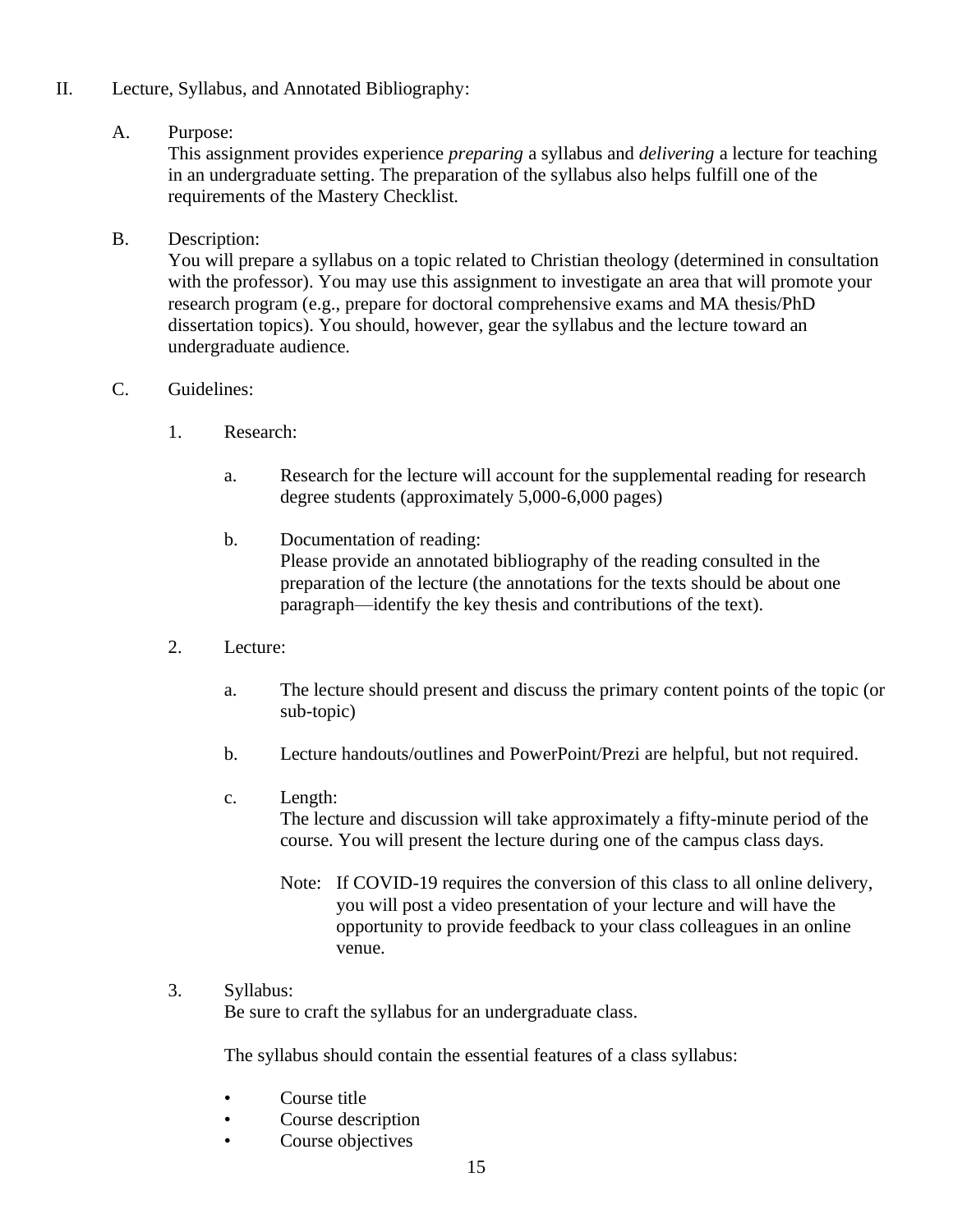## II. Lecture, Syllabus, and Annotated Bibliography:

### A. Purpose:

This assignment provides experience *preparing* a syllabus and *delivering* a lecture for teaching in an undergraduate setting. The preparation of the syllabus also helps fulfill one of the requirements of the Mastery Checklist.

### B. Description:

You will prepare a syllabus on a topic related to Christian theology (determined in consultation with the professor). You may use this assignment to investigate an area that will promote your research program (e.g., prepare for doctoral comprehensive exams and MA thesis/PhD dissertation topics). You should, however, gear the syllabus and the lecture toward an undergraduate audience.

### C. Guidelines:

1. Research:

   a. Research for the lecture will account for the supplemental reading for research degree students (approximately 5,000-6,000 pages)

   b. Documentation of reading:
      Please provide an annotated bibliography of the reading consulted in the preparation of the lecture (the annotations for the texts should be about one paragraph—identify the key thesis and contributions of the text).

2. Lecture:

   a. The lecture should present and discuss the primary content points of the topic (or sub-topic)

   b. Lecture handouts/outlines and PowerPoint/Prezi are helpful, but not required.

   c. Length:
      The lecture and discussion will take approximately a fifty-minute period of the course. You will present the lecture during one of the campus class days.

      Note: If COVID-19 requires the conversion of this class to all online delivery, you will post a video presentation of your lecture and will have the opportunity to provide feedback to your class colleagues in an online venue.

3. Syllabus:
   Be sure to craft the syllabus for an undergraduate class.

   The syllabus should contain the essential features of a class syllabus:

   - Course title
   - Course description
   - Course objectives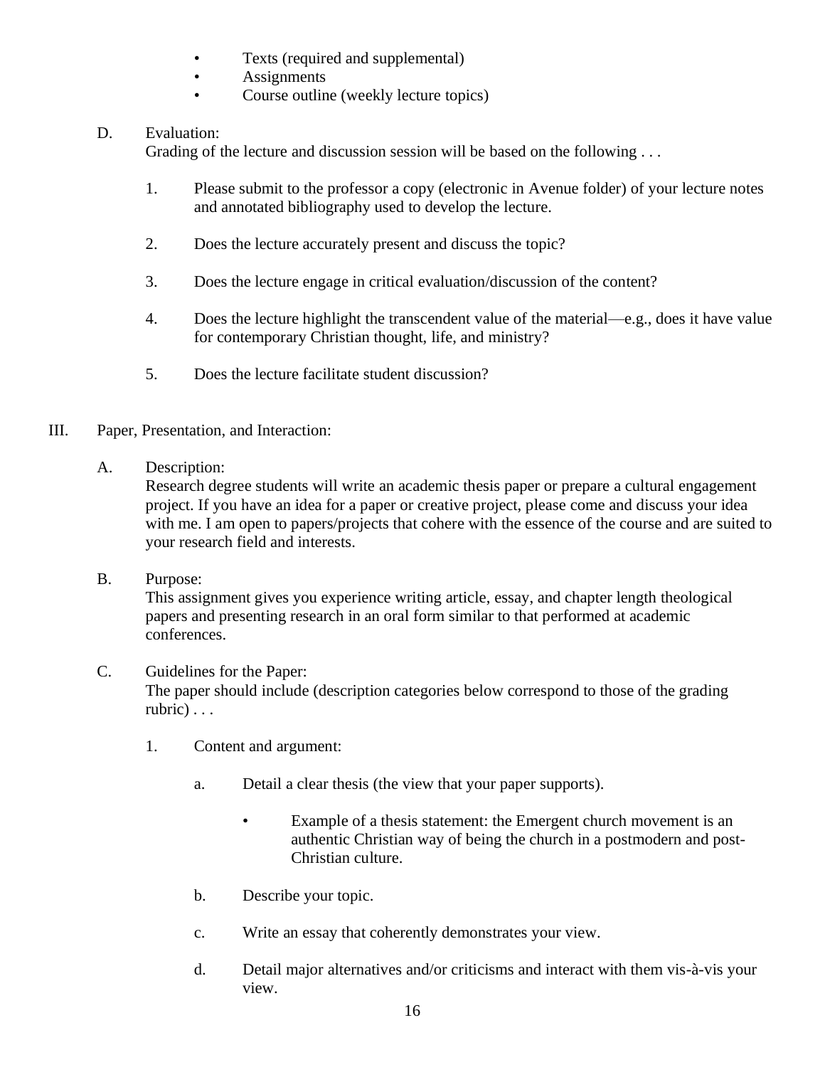- Texts (required and supplemental)
- Assignments
- Course outline (weekly lecture topics)

D. Evaluation:
Grading of the lecture and discussion session will be based on the following . . .

1. Please submit to the professor a copy (electronic in Avenue folder) of your lecture notes and annotated bibliography used to develop the lecture.

2. Does the lecture accurately present and discuss the topic?

3. Does the lecture engage in critical evaluation/discussion of the content?

4. Does the lecture highlight the transcendent value of the material—e.g., does it have value for contemporary Christian thought, life, and ministry?

5. Does the lecture facilitate student discussion?

## III. Paper, Presentation, and Interaction:

A. Description:
Research degree students will write an academic thesis paper or prepare a cultural engagement project. If you have an idea for a paper or creative project, please come and discuss your idea with me. I am open to papers/projects that cohere with the essence of the course and are suited to your research field and interests.

B. Purpose:
This assignment gives you experience writing article, essay, and chapter length theological papers and presenting research in an oral form similar to that performed at academic conferences.

C. Guidelines for the Paper:
The paper should include (description categories below correspond to those of the grading rubric) . . .

1. Content and argument:

   a. Detail a clear thesis (the view that your paper supports).

      - Example of a thesis statement: the Emergent church movement is an authentic Christian way of being the church in a postmodern and post-Christian culture.

   b. Describe your topic.

   c. Write an essay that coherently demonstrates your view.

   d. Detail major alternatives and/or criticisms and interact with them vis-à-vis your view.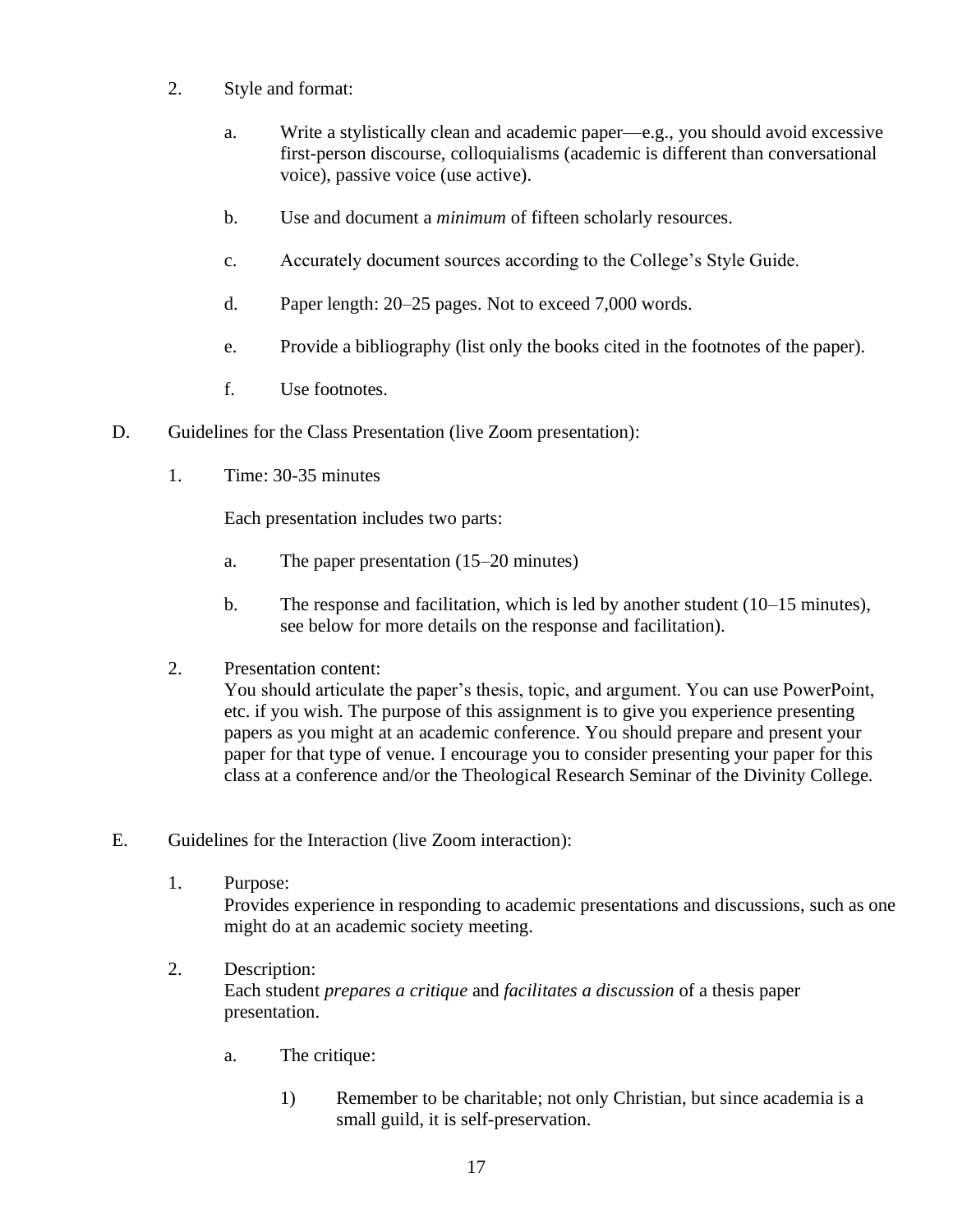2. Style and format:

   a. Write a stylistically clean and academic paper—e.g., you should avoid excessive first-person discourse, colloquialisms (academic is different than conversational voice), passive voice (use active).

   b. Use and document a *minimum* of fifteen scholarly resources.

   c. Accurately document sources according to the College's Style Guide.

   d. Paper length: 20–25 pages. Not to exceed 7,000 words.

   e. Provide a bibliography (list only the books cited in the footnotes of the paper).

   f. Use footnotes.

D. Guidelines for the Class Presentation (live Zoom presentation):

1. Time: 30-35 minutes

   Each presentation includes two parts:

   a. The paper presentation (15–20 minutes)

   b. The response and facilitation, which is led by another student (10–15 minutes), see below for more details on the response and facilitation).

2. Presentation content:
   You should articulate the paper's thesis, topic, and argument. You can use PowerPoint, etc. if you wish. The purpose of this assignment is to give you experience presenting papers as you might at an academic conference. You should prepare and present your paper for that type of venue. I encourage you to consider presenting your paper for this class at a conference and/or the Theological Research Seminar of the Divinity College.

E. Guidelines for the Interaction (live Zoom interaction):

1. Purpose:
   Provides experience in responding to academic presentations and discussions, such as one might do at an academic society meeting.

2. Description:
   Each student *prepares a critique* and *facilitates a discussion* of a thesis paper presentation.

   a. The critique:

      1) Remember to be charitable; not only Christian, but since academia is a small guild, it is self-preservation.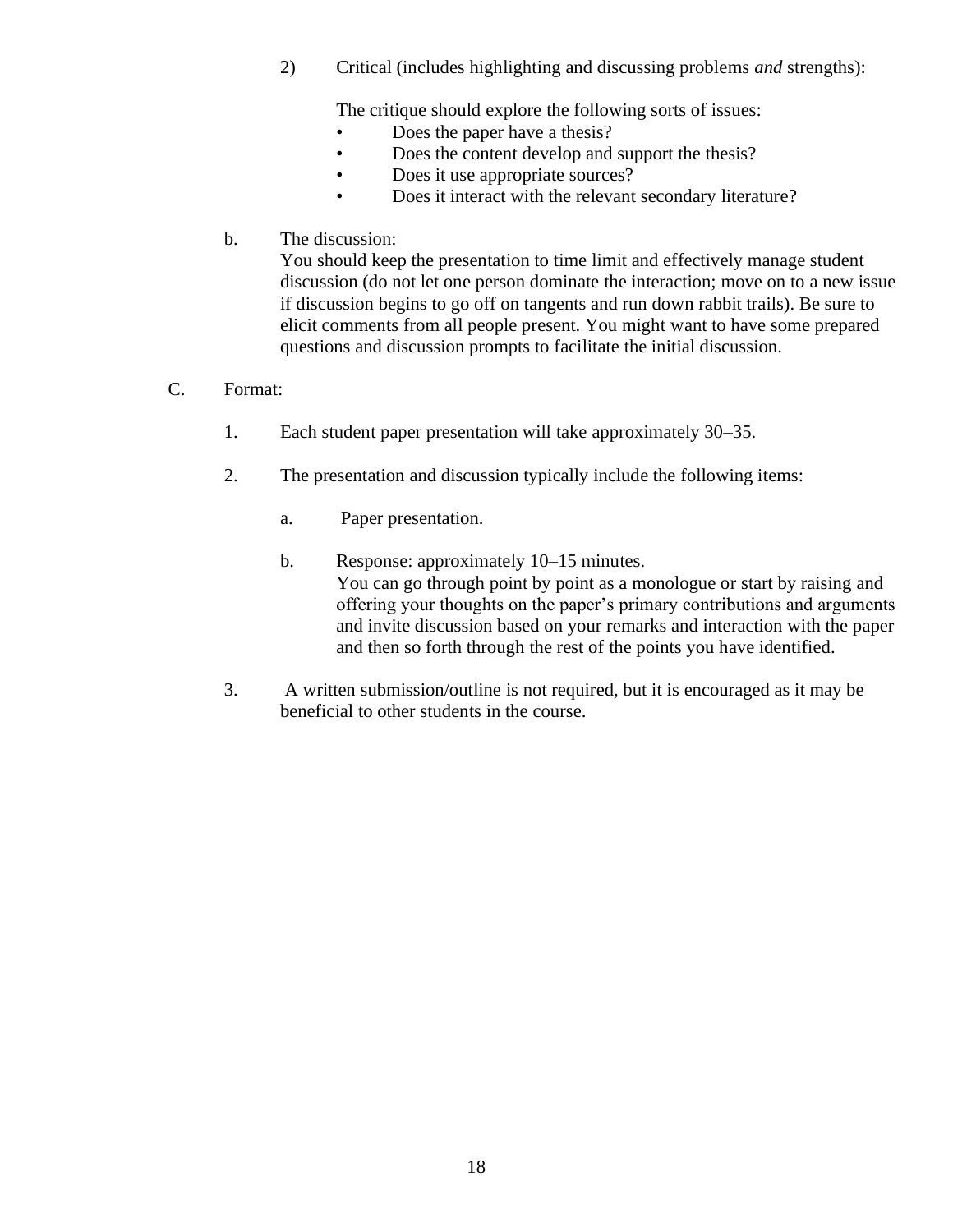2) Critical (includes highlighting and discussing problems *and* strengths):

The critique should explore the following sorts of issues:

- Does the paper have a thesis?
- Does the content develop and support the thesis?
- Does it use appropriate sources?
- Does it interact with the relevant secondary literature?

b. The discussion:
You should keep the presentation to time limit and effectively manage student discussion (do not let one person dominate the interaction; move on to a new issue if discussion begins to go off on tangents and run down rabbit trails). Be sure to elicit comments from all people present. You might want to have some prepared questions and discussion prompts to facilitate the initial discussion.

C. Format:

1. Each student paper presentation will take approximately 30–35.

2. The presentation and discussion typically include the following items:

   a. Paper presentation.

   b. Response: approximately 10–15 minutes.
   You can go through point by point as a monologue or start by raising and offering your thoughts on the paper's primary contributions and arguments and invite discussion based on your remarks and interaction with the paper and then so forth through the rest of the points you have identified.

3. A written submission/outline is not required, but it is encouraged as it may be beneficial to other students in the course.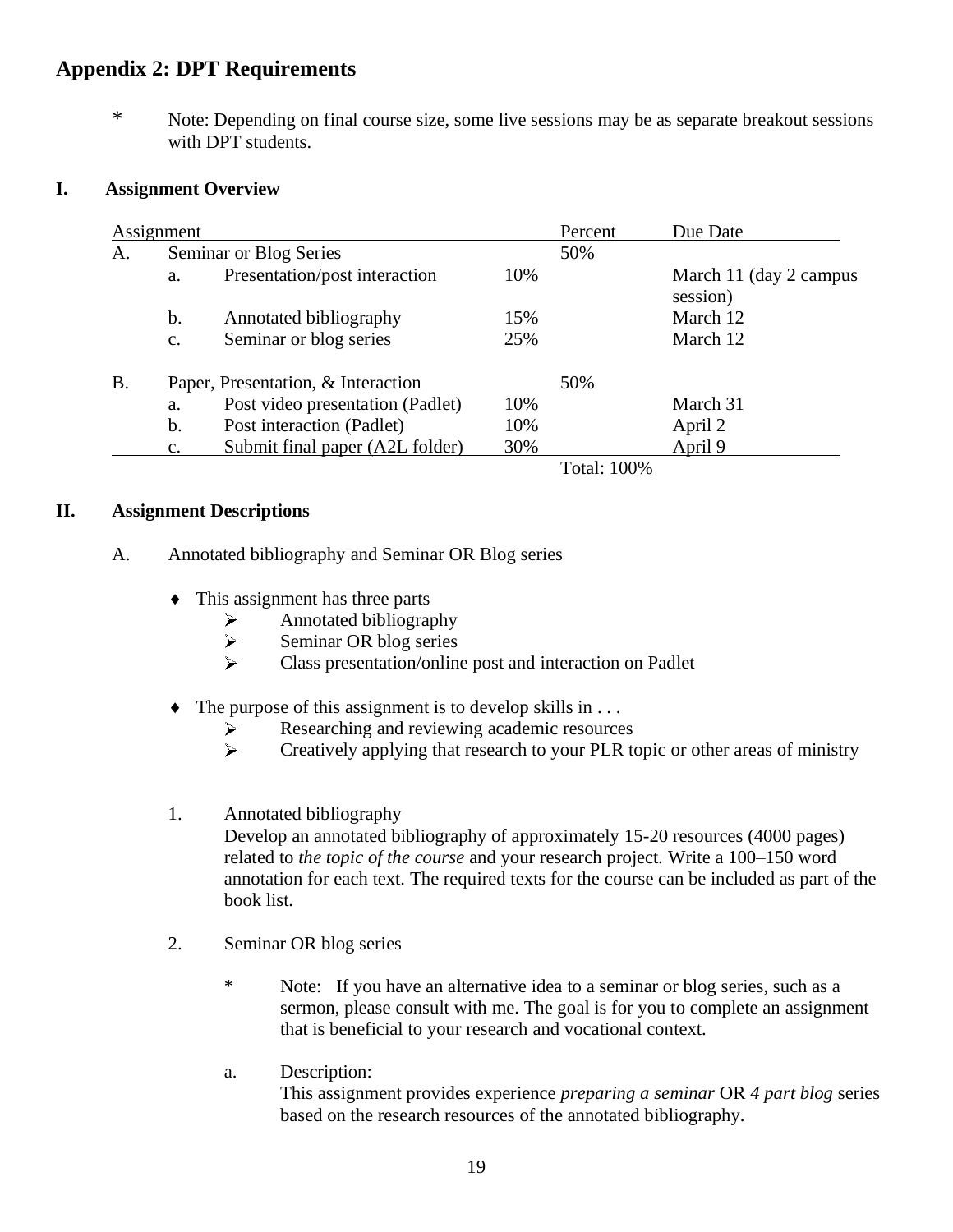## Appendix 2: DPT Requirements

\* Note: Depending on final course size, some live sessions may be as separate breakout sessions with DPT students.

### I. Assignment Overview

| Assignment | | | | Percent | Due Date |
|---|---|---|---|---|---|
| A. | Seminar or Blog Series | | | 50% | |
| | a. | Presentation/post interaction | 10% | | March 11 (day 2 campus session) |
| | b. | Annotated bibliography | 15% | | March 12 |
| | c. | Seminar or blog series | 25% | | March 12 |
| B. | Paper, Presentation, & Interaction | | | 50% | |
| | a. | Post video presentation (Padlet) | 10% | | March 31 |
| | b. | Post interaction (Padlet) | 10% | | April 2 |
| | c. | Submit final paper (A2L folder) | 30% | | April 9 |
| | | | | Total: 100% | |

### II. Assignment Descriptions

A. Annotated bibliography and Seminar OR Blog series

- This assignment has three parts
  - Annotated bibliography
  - Seminar OR blog series
  - Class presentation/online post and interaction on Padlet

- The purpose of this assignment is to develop skills in . . .
  - Researching and reviewing academic resources
  - Creatively applying that research to your PLR topic or other areas of ministry

1. Annotated bibliography
   Develop an annotated bibliography of approximately 15-20 resources (4000 pages) related to *the topic of the course* and your research project. Write a 100–150 word annotation for each text. The required texts for the course can be included as part of the book list.

2. Seminar OR blog series

   \* Note: If you have an alternative idea to a seminar or blog series, such as a sermon, please consult with me. The goal is for you to complete an assignment that is beneficial to your research and vocational context.

   a. Description:
   This assignment provides experience *preparing a seminar* OR *4 part blog* series based on the research resources of the annotated bibliography.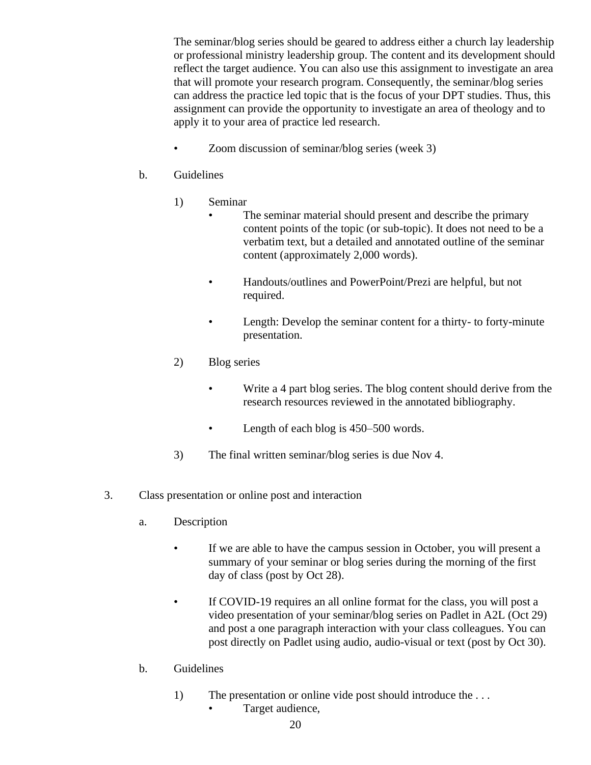The seminar/blog series should be geared to address either a church lay leadership or professional ministry leadership group. The content and its development should reflect the target audience. You can also use this assignment to investigate an area that will promote your research program. Consequently, the seminar/blog series can address the practice led topic that is the focus of your DPT studies. Thus, this assignment can provide the opportunity to investigate an area of theology and to apply it to your area of practice led research.

- Zoom discussion of seminar/blog series (week 3)

b. Guidelines

1) Seminar
   - The seminar material should present and describe the primary content points of the topic (or sub-topic). It does not need to be a verbatim text, but a detailed and annotated outline of the seminar content (approximately 2,000 words).
   - Handouts/outlines and PowerPoint/Prezi are helpful, but not required.
   - Length: Develop the seminar content for a thirty- to forty-minute presentation.

2) Blog series
   - Write a 4 part blog series. The blog content should derive from the research resources reviewed in the annotated bibliography.
   - Length of each blog is 450–500 words.

3) The final written seminar/blog series is due Nov 4.

3. Class presentation or online post and interaction

a. Description

- If we are able to have the campus session in October, you will present a summary of your seminar or blog series during the morning of the first day of class (post by Oct 28).
- If COVID-19 requires an all online format for the class, you will post a video presentation of your seminar/blog series on Padlet in A2L (Oct 29) and post a one paragraph interaction with your class colleagues. You can post directly on Padlet using audio, audio-visual or text (post by Oct 30).

b. Guidelines

1) The presentation or online vide post should introduce the . . .
   - Target audience,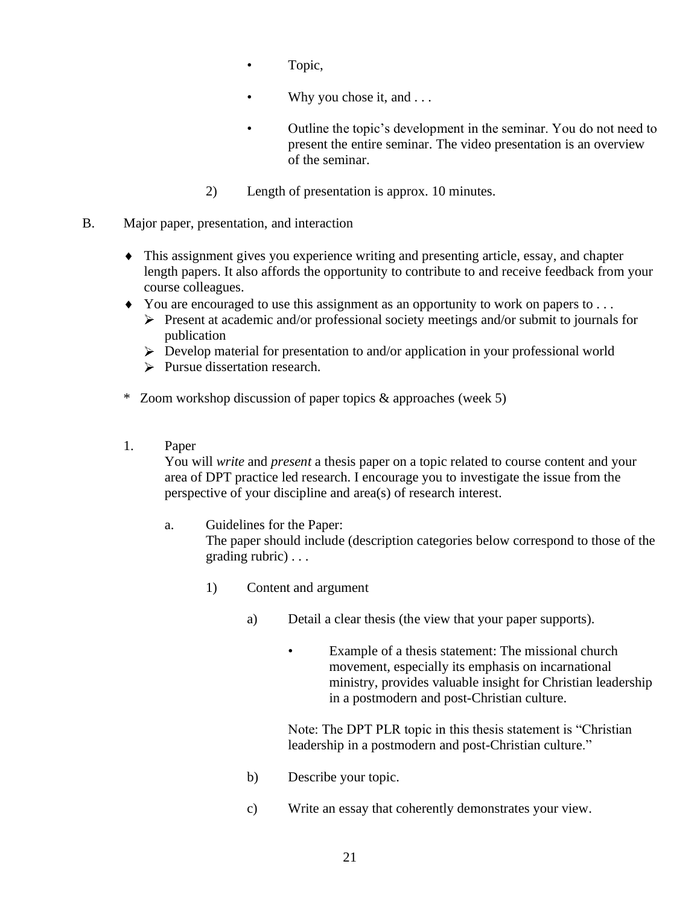- Topic,
- Why you chose it, and . . .
- Outline the topic's development in the seminar. You do not need to present the entire seminar. The video presentation is an overview of the seminar.

2) Length of presentation is approx. 10 minutes.

B. Major paper, presentation, and interaction

- ♦ This assignment gives you experience writing and presenting article, essay, and chapter length papers. It also affords the opportunity to contribute to and receive feedback from your course colleagues.
- ♦ You are encouraged to use this assignment as an opportunity to work on papers to . . .
  - ➢ Present at academic and/or professional society meetings and/or submit to journals for publication
  - ➢ Develop material for presentation to and/or application in your professional world
  - ➢ Pursue dissertation research.

\* Zoom workshop discussion of paper topics & approaches (week 5)

1. Paper

   You will *write* and *present* a thesis paper on a topic related to course content and your area of DPT practice led research. I encourage you to investigate the issue from the perspective of your discipline and area(s) of research interest.

   a. Guidelines for the Paper:

      The paper should include (description categories below correspond to those of the grading rubric) . . .

      1) Content and argument

         a) Detail a clear thesis (the view that your paper supports).

            - Example of a thesis statement: The missional church movement, especially its emphasis on incarnational ministry, provides valuable insight for Christian leadership in a postmodern and post-Christian culture.

            Note: The DPT PLR topic in this thesis statement is "Christian leadership in a postmodern and post-Christian culture."

         b) Describe your topic.

         c) Write an essay that coherently demonstrates your view.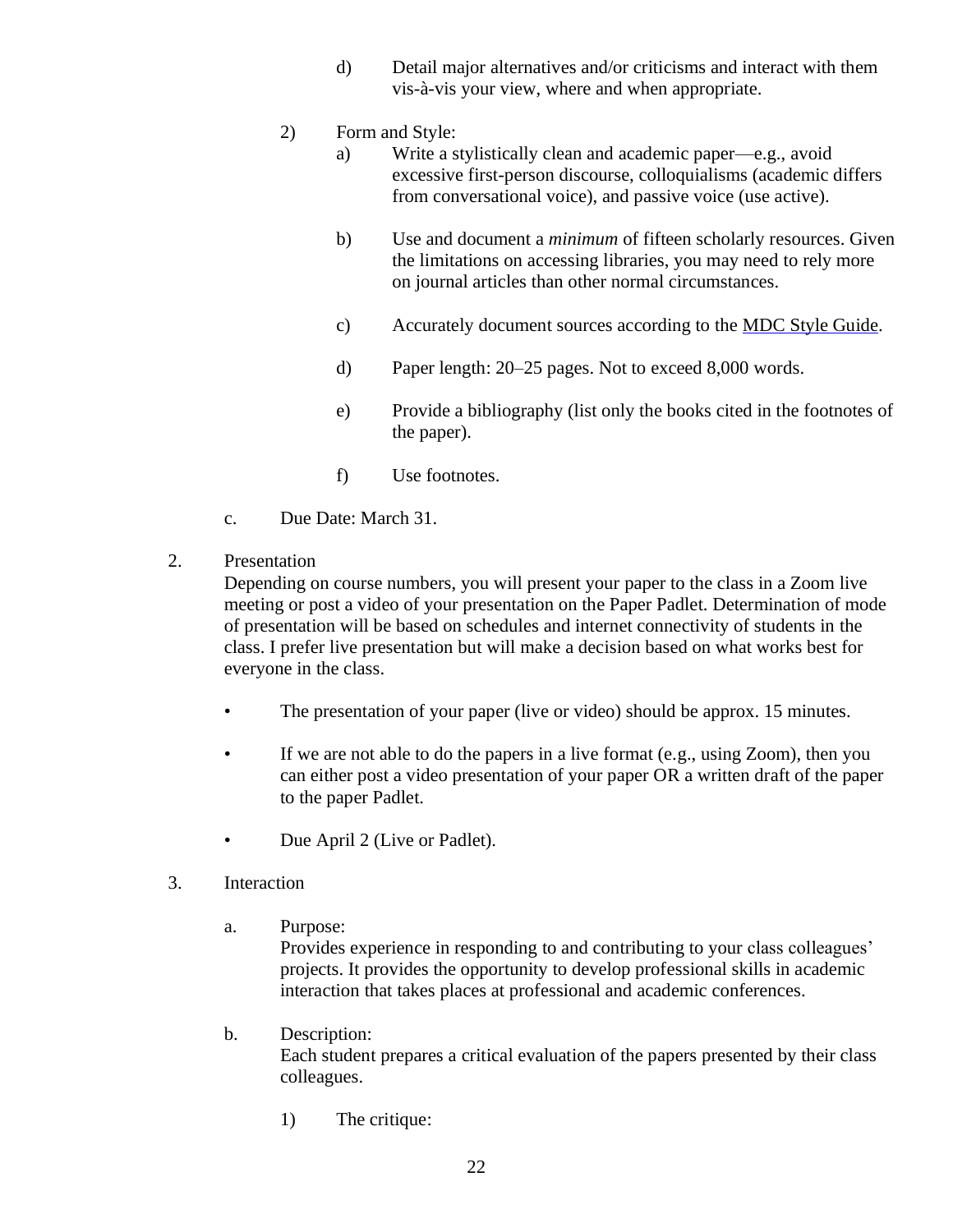d) Detail major alternatives and/or criticisms and interact with them vis-à-vis your view, where and when appropriate.

2) Form and Style:

a) Write a stylistically clean and academic paper—e.g., avoid excessive first-person discourse, colloquialisms (academic differs from conversational voice), and passive voice (use active).

b) Use and document a *minimum* of fifteen scholarly resources. Given the limitations on accessing libraries, you may need to rely more on journal articles than other normal circumstances.

c) Accurately document sources according to the MDC Style Guide.

d) Paper length: 20–25 pages. Not to exceed 8,000 words.

e) Provide a bibliography (list only the books cited in the footnotes of the paper).

f) Use footnotes.

c. Due Date: March 31.

2. Presentation

Depending on course numbers, you will present your paper to the class in a Zoom live meeting or post a video of your presentation on the Paper Padlet. Determination of mode of presentation will be based on schedules and internet connectivity of students in the class. I prefer live presentation but will make a decision based on what works best for everyone in the class.

- The presentation of your paper (live or video) should be approx. 15 minutes.
- If we are not able to do the papers in a live format (e.g., using Zoom), then you can either post a video presentation of your paper OR a written draft of the paper to the paper Padlet.
- Due April 2 (Live or Padlet).

3. Interaction

a. Purpose:

Provides experience in responding to and contributing to your class colleagues' projects. It provides the opportunity to develop professional skills in academic interaction that takes places at professional and academic conferences.

b. Description:

Each student prepares a critical evaluation of the papers presented by their class colleagues.

1) The critique: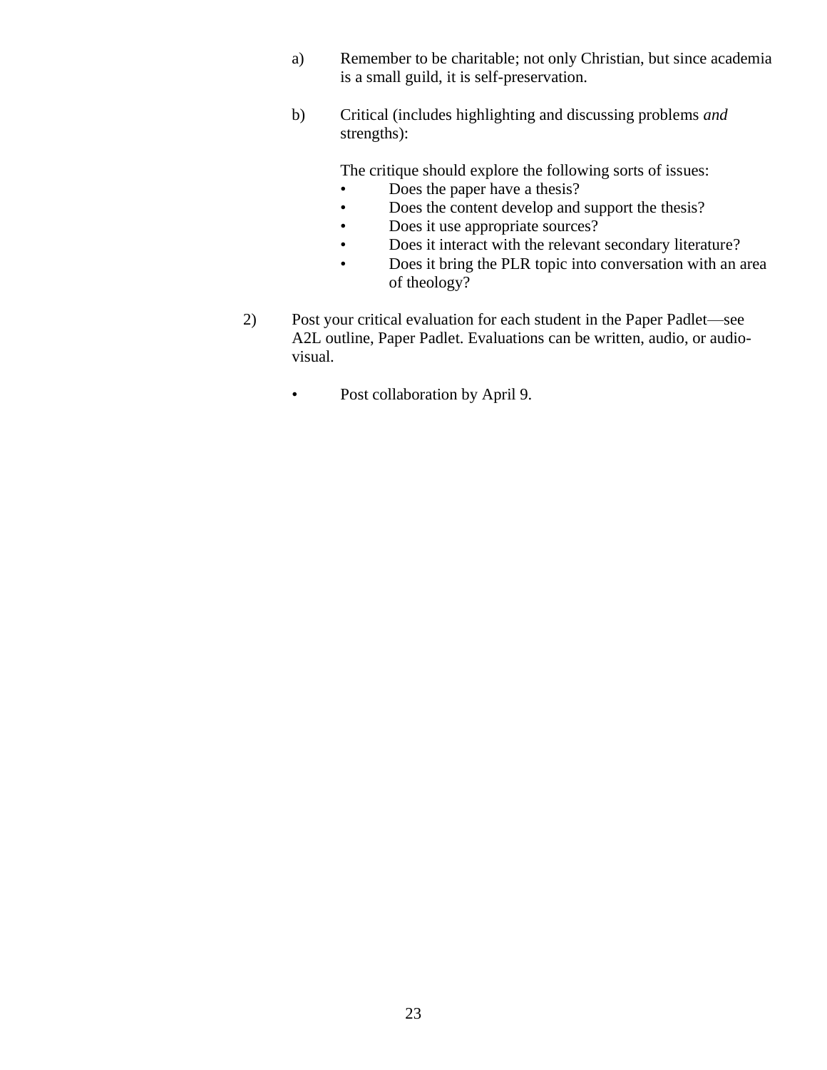a) Remember to be charitable; not only Christian, but since academia is a small guild, it is self-preservation.

b) Critical (includes highlighting and discussing problems *and* strengths):

   The critique should explore the following sorts of issues:
   - Does the paper have a thesis?
   - Does the content develop and support the thesis?
   - Does it use appropriate sources?
   - Does it interact with the relevant secondary literature?
   - Does it bring the PLR topic into conversation with an area of theology?

2) Post your critical evaluation for each student in the Paper Padlet—see A2L outline, Paper Padlet. Evaluations can be written, audio, or audio-visual.

   - Post collaboration by April 9.